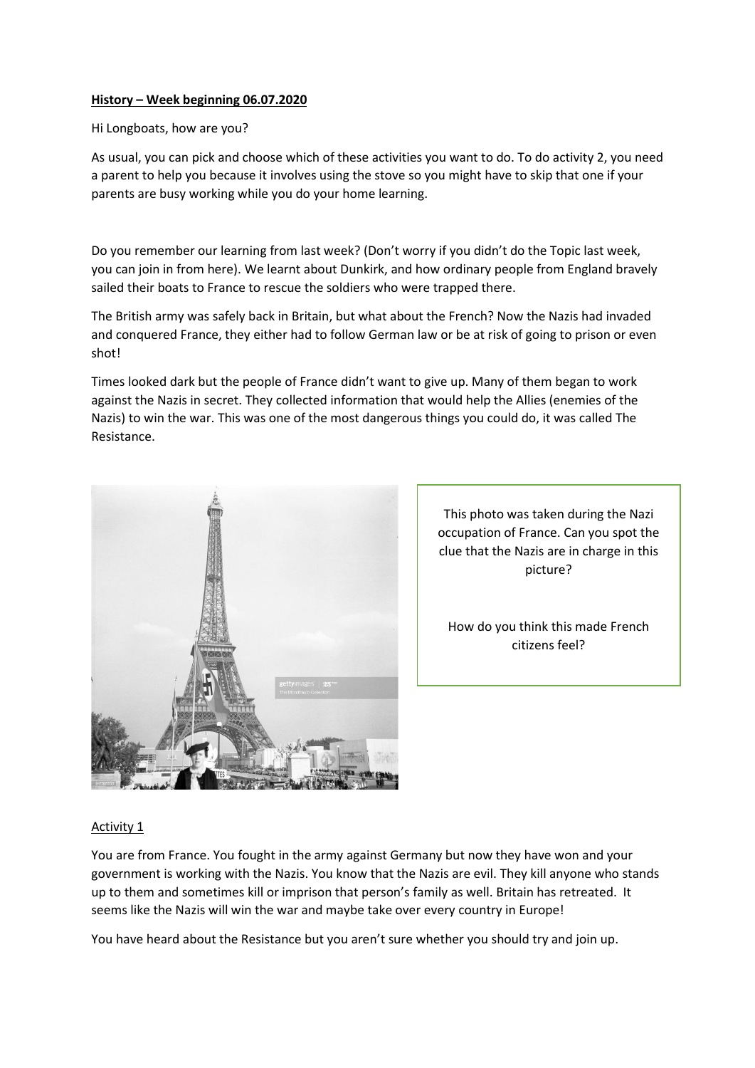**History – Week beginning 06.07.2020**

Hi Longboats, how are you?

As usual, you can pick and choose which of these activities you want to do. To do activity 2, you need a parent to help you because it involves using the stove so you might have to skip that one if your parents are busy working while you do your home learning.

Do you remember our learning from last week? (Don't worry if you didn't do the Topic last week, you can join in from here). We learnt about Dunkirk, and how ordinary people from England bravely sailed their boats to France to rescue the soldiers who were trapped there.

The British army was safely back in Britain, but what about the French? Now the Nazis had invaded and conquered France, they either had to follow German law or be at risk of going to prison or even shot!

Times looked dark but the people of France didn't want to give up. Many of them began to work against the Nazis in secret. They collected information that would help the Allies (enemies of the Nazis) to win the war. This was one of the most dangerous things you could do, it was called The Resistance.

This photo was taken during the Nazi occupation of France. Can you spot the clue that the Nazis are in charge in this picture?

How do you think this made French citizens feel?

Activity 1

You are from France. You fought in the army against Germany but now they have won and your government is working with the Nazis. You know that the Nazis are evil. They kill anyone who stands up to them and sometimes kill or imprison that person's family as well. Britain has retreated. It seems like the Nazis will win the war and maybe take over every country in Europe!

You have heard about the Resistance but you aren't sure whether you should try and join up.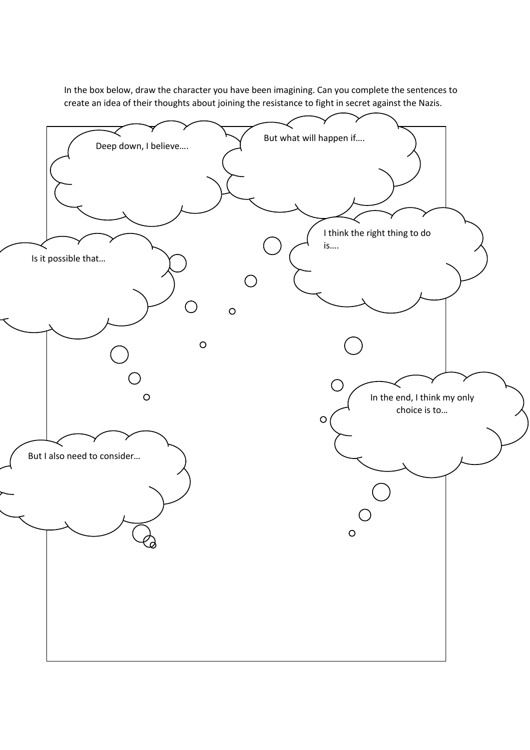In the box below, draw the character you have been imagining. Can you complete the sentences to create an idea of their thoughts about joining the resistance to fight in secret against the Nazis.

Deep down, I believe….

But what will happen if….

I think the right thing to do is….

Is it possible that…

In the end, I think my only choice is to…

But I also need to consider…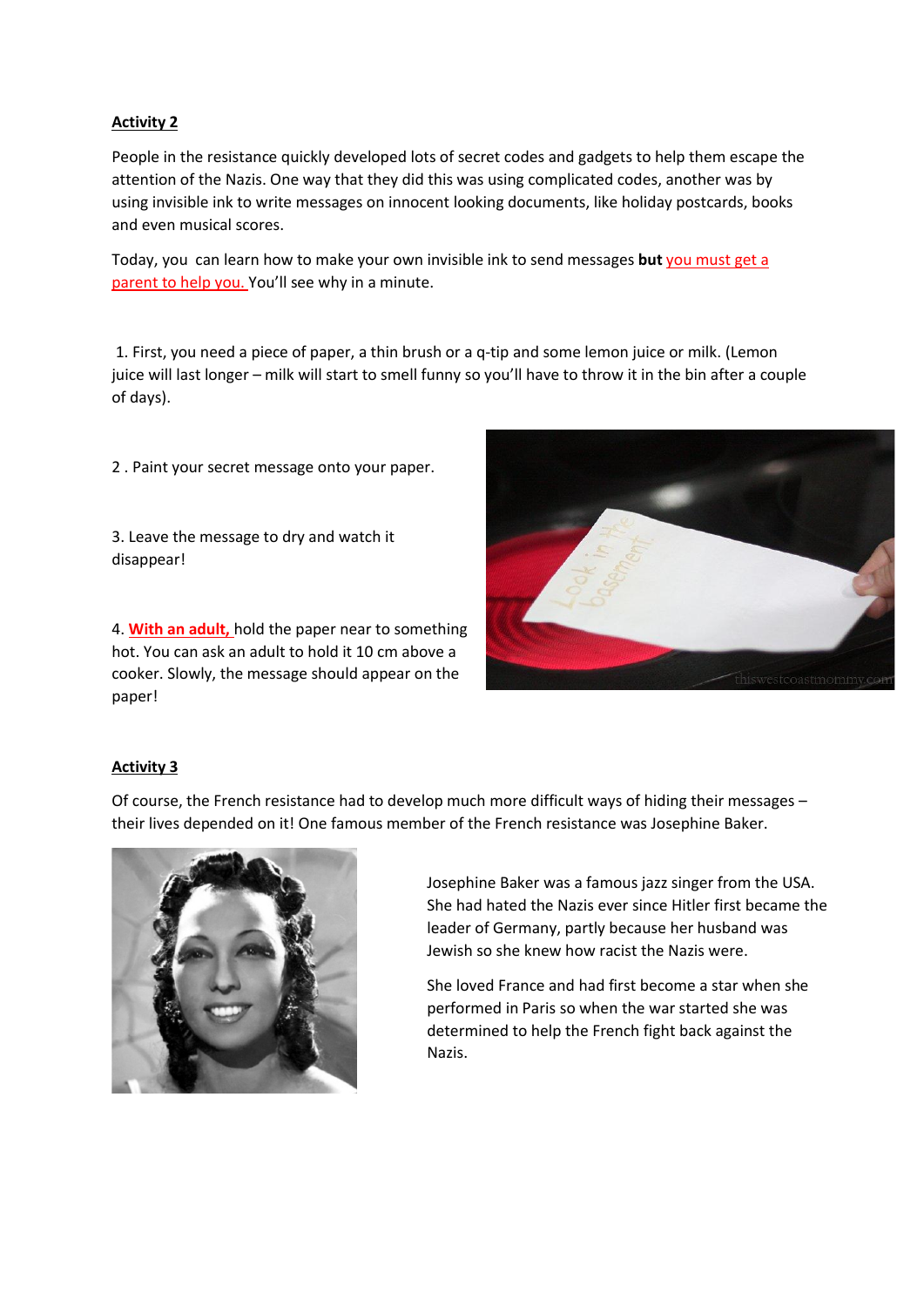**Activity 2**

People in the resistance quickly developed lots of secret codes and gadgets to help them escape the attention of the Nazis. One way that they did this was using complicated codes, another was by using invisible ink to write messages on innocent looking documents, like holiday postcards, books and even musical scores.

Today, you can learn how to make your own invisible ink to send messages **but** you must get a parent to help you. You'll see why in a minute.

1. First, you need a piece of paper, a thin brush or a q-tip and some lemon juice or milk. (Lemon juice will last longer – milk will start to smell funny so you'll have to throw it in the bin after a couple of days).

2. Paint your secret message onto your paper.

3. Leave the message to dry and watch it disappear!

4. **With an adult,** hold the paper near to something hot. You can ask an adult to hold it 10 cm above a cooker. Slowly, the message should appear on the paper!

**Activity 3**

Of course, the French resistance had to develop much more difficult ways of hiding their messages – their lives depended on it! One famous member of the French resistance was Josephine Baker.

Josephine Baker was a famous jazz singer from the USA. She had hated the Nazis ever since Hitler first became the leader of Germany, partly because her husband was Jewish so she knew how racist the Nazis were.

She loved France and had first become a star when she performed in Paris so when the war started she was determined to help the French fight back against the Nazis.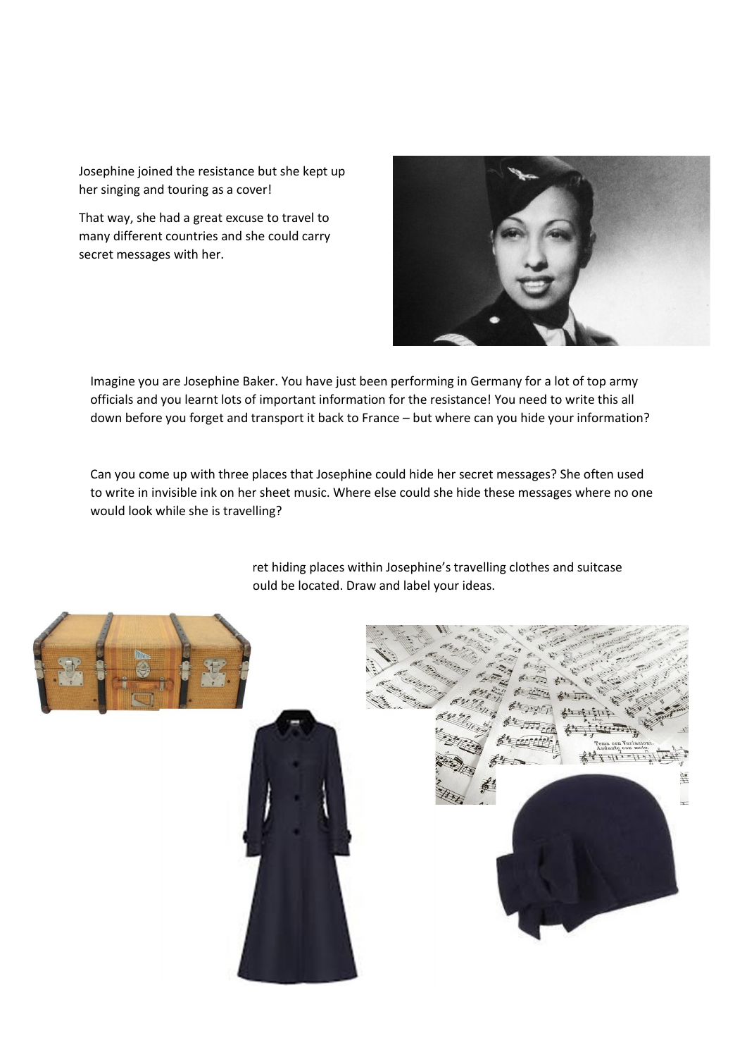Josephine joined the resistance but she kept up her singing and touring as a cover!

That way, she had a great excuse to travel to many different countries and she could carry secret messages with her.

Imagine you are Josephine Baker. You have just been performing in Germany for a lot of top army officials and you learnt lots of important information for the resistance! You need to write this all down before you forget and transport it back to France – but where can you hide your information?

Can you come up with three places that Josephine could hide her secret messages? She often used to write in invisible ink on her sheet music. Where else could she hide these messages where no one would look while she is travelling?

ret hiding places within Josephine's travelling clothes and suitcase ould be located. Draw and label your ideas.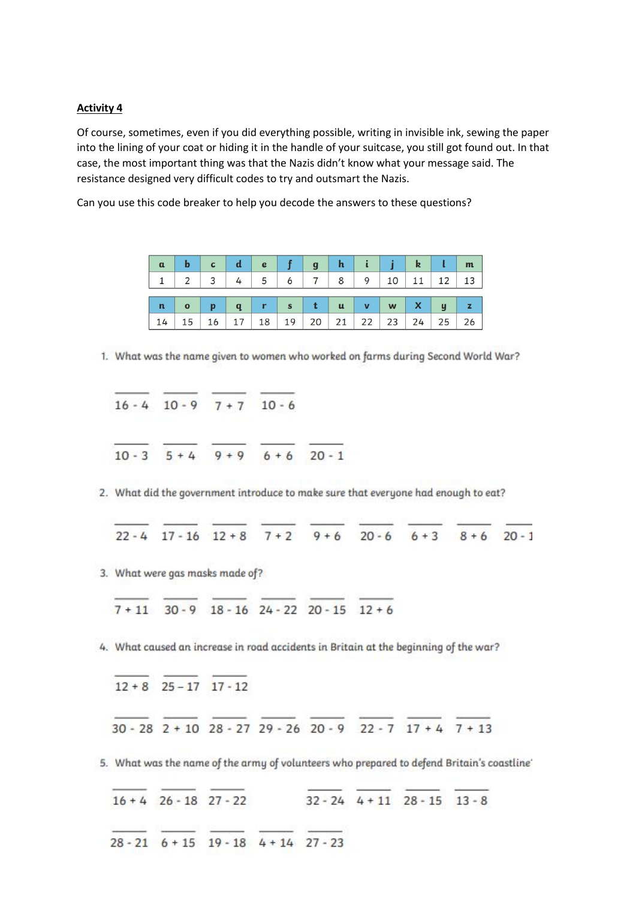**Activity 4**

Of course, sometimes, even if you did everything possible, writing in invisible ink, sewing the paper into the lining of your coat or hiding it in the handle of your suitcase, you still got found out. In that case, the most important thing was that the Nazis didn't know what your message said. The resistance designed very difficult codes to try and outsmart the Nazis.

Can you use this code breaker to help you decode the answers to these questions?

| a | b | c | d | e | f | g | h | i | j | k | l | m |
|---|---|---|---|---|---|---|---|---|---|---|---|---|
| 1 | 2 | 3 | 4 | 5 | 6 | 7 | 8 | 9 | 10 | 11 | 12 | 13 |
| **n** | **o** | **p** | **q** | **r** | **s** | **t** | **u** | **v** | **w** | **x** | **y** | **z** |
| 14 | 15 | 16 | 17 | 18 | 19 | 20 | 21 | 22 | 23 | 24 | 25 | 26 |

1. What was the name given to women who worked on farms during Second World War?

   ___ ___ ___ ___
   16 - 4   10 - 9   7 + 7   10 - 6

   ___ ___ ___ ___ ___
   10 - 3   5 + 4   9 + 9   6 + 6   20 - 1

2. What did the government introduce to make sure that everyone had enough to eat?

   ___ ___ ___ ___ ___ ___ ___ ___ ___
   22 - 4   17 - 16   12 + 8   7 + 2   9 + 6   20 - 6   6 + 3   8 + 6   20 - 1

3. What were gas masks made of?

   ___ ___ ___ ___ ___ ___
   7 + 11   30 - 9   18 - 16   24 - 22   20 - 15   12 + 6

4. What caused an increase in road accidents in Britain at the beginning of the war?

   ___ ___ ___
   12 + 8   25 – 17   17 - 12

   ___ ___ ___ ___ ___ ___ ___ ___
   30 - 28   2 + 10   28 - 27   29 - 26   20 - 9   22 - 7   17 + 4   7 + 13

5. What was the name of the army of volunteers who prepared to defend Britain's coastline'

   ___ ___ ___      ___ ___ ___ ___
   16 + 4   26 - 18   27 - 22      32 - 24   4 + 11   28 - 15   13 - 8

   ___ ___ ___ ___ ___
   28 - 21   6 + 15   19 - 18   4 + 14   27 - 23